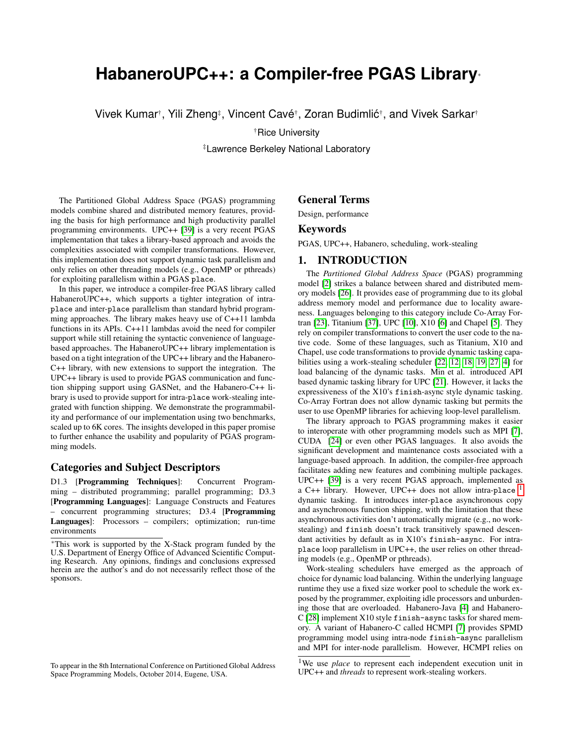# HabaneroUPC++: a Compiler-free PGAS Library*

Vivek Kumar†, Yili Zheng‡, Vincent Cavé†, Zoran Budimlić†, and Vivek Sarkar†

†Rice University

‡Lawrence Berkeley National Laboratory

The Partitioned Global Address Space (PGAS) programming models combine shared and distributed memory features, providing the basis for high performance and high productivity parallel programming environments. UPC++ [39] is a very recent PGAS implementation that takes a library-based approach and avoids the complexities associated with compiler transformations. However, this implementation does not support dynamic task parallelism and only relies on other threading models (e.g., OpenMP or pthreads) for exploiting parallelism within a PGAS `place`.

In this paper, we introduce a compiler-free PGAS library called HabaneroUPC++, which supports a tighter integration of intra-`place` and inter-`place` parallelism than standard hybrid programming approaches. The library makes heavy use of C++11 lambda functions in its APIs. C++11 lambdas avoid the need for compiler support while still retaining the syntactic convenience of language-based approaches. The HabaneroUPC++ library implementation is based on a tight integration of the UPC++ library and the Habanero-C++ library, with new extensions to support the integration. The UPC++ library is used to provide PGAS communication and function shipping support using GASNet, and the Habanero-C++ library is used to provide support for intra-`place` work-stealing integrated with function shipping. We demonstrate the programmability and performance of our implementation using two benchmarks, scaled up to 6K cores. The insights developed in this paper promise to further enhance the usability and popularity of PGAS programming models.

## Categories and Subject Descriptors

D1.3 [**Programming Techniques**]: Concurrent Programming – distributed programming; parallel programming; D3.3 [**Programming Languages**]: Language Constructs and Features – concurrent programming structures; D3.4 [**Programming Languages**]: Processors – compilers; optimization; run-time environments

*This work is supported by the X-Stack program funded by the U.S. Department of Energy Office of Advanced Scientific Computing Research. Any opinions, findings and conclusions expressed herein are the author's and do not necessarily reflect those of the sponsors.

To appear in the 8th International Conference on Partitioned Global Address Space Programming Models, October 2014, Eugene, USA.

## General Terms

Design, performance

## Keywords

PGAS, UPC++, Habanero, scheduling, work-stealing

## 1. INTRODUCTION

The *Partitioned Global Address Space* (PGAS) programming model [2] strikes a balance between shared and distributed memory models [26]. It provides ease of programming due to its global address memory model and performance due to locality awareness. Languages belonging to this category include Co-Array Fortran [23], Titanium [37], UPC [10], X10 [6] and Chapel [5]. They rely on compiler transformations to convert the user code to the native code. Some of these languages, such as Titanium, X10 and Chapel, use code transformations to provide dynamic tasking capabilities using a work-stealing scheduler [22, 12, 18, 19, 27, 4] for load balancing of the dynamic tasks. Min et al. introduced API based dynamic tasking library for UPC [21]. However, it lacks the expressiveness of the X10's `finish`-`async` style dynamic tasking. Co-Array Fortran does not allow dynamic tasking but permits the user to use OpenMP libraries for achieving loop-level parallelism.

The library approach to PGAS programming makes it easier to interoperate with other programming models such as MPI [7], CUDA [24] or even other PGAS languages. It also avoids the significant development and maintenance costs associated with a language-based approach. In addition, the compiler-free approach facilitates adding new features and combining multiple packages. UPC++ [39] is a very recent PGAS approach, implemented as a C++ library. However, UPC++ does not allow intra-`place` [1] dynamic tasking. It introduces inter-`place` asynchronous copy and asynchronous function shipping, with the limitation that these asynchronous activities don't automatically migrate (e.g., no work-stealing) and `finish` doesn't track transitively spawned descendant activities by default as in X10's `finish`-`async`. For intra-`place` loop parallelism in UPC++, the user relies on other threading models (e.g., OpenMP or pthreads).

Work-stealing schedulers have emerged as the approach of choice for dynamic load balancing. Within the underlying language runtime they use a fixed size worker pool to schedule the work exposed by the programmer, exploiting idle processors and unburdening those that are overloaded. Habanero-Java [4] and Habanero-C [28] implement X10 style `finish`-`async` tasks for shared memory. A variant of Habanero-C called HCMPI [7] provides SPMD programming model using intra-node `finish`-`async` parallelism and MPI for inter-node parallelism. However, HCMPI relies on

[1] We use *place* to represent each independent execution unit in UPC++ and *threads* to represent work-stealing workers.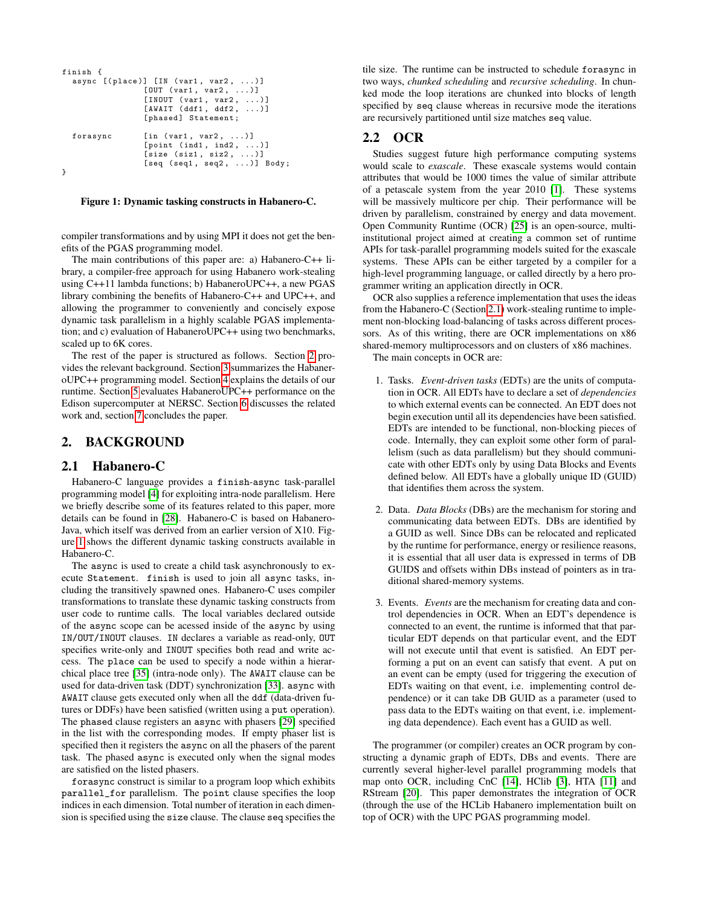```
finish {
  async [(place)] [IN (var1, var2, ...)]
                  [OUT (var1, var2, ...)]
                  [INOUT (var1, var2, ...)]
                  [AWAIT (ddf1, ddf2, ...)]
                  [phased] Statement;

  forasync        [in (var1, var2, ...)]
                  [point (ind1, ind2, ...)]
                  [size (siz1, siz2, ...)]
                  [seq (seq1, seq2, ...)] Body;
}
```

**Figure 1: Dynamic tasking constructs in Habanero-C.**

compiler transformations and by using MPI it does not get the benefits of the PGAS programming model.

The main contributions of this paper are: a) Habanero-C++ library, a compiler-free approach for using Habanero work-stealing using C++11 lambda functions; b) HabaneroUPC++, a new PGAS library combining the benefits of Habanero-C++ and UPC++, and allowing the programmer to conveniently and concisely expose dynamic task parallelism in a highly scalable PGAS implementation; and c) evaluation of HabaneroUPC++ using two benchmarks, scaled up to 6K cores.

The rest of the paper is structured as follows. Section 2 provides the relevant background. Section 3 summarizes the HabaneroUPC++ programming model. Section 4 explains the details of our runtime. Section 5 evaluates HabaneroUPC++ performance on the Edison supercomputer at NERSC. Section 6 discusses the related work and, section 7 concludes the paper.

## 2. BACKGROUND

### 2.1 Habanero-C

Habanero-C language provides a `finish-async` task-parallel programming model [4] for exploiting intra-node parallelism. Here we briefly describe some of its features related to this paper, more details can be found in [28]. Habanero-C is based on Habanero-Java, which itself was derived from an earlier version of X10. Figure 1 shows the different dynamic tasking constructs available in Habanero-C.

The `async` is used to create a child task asynchronously to execute `Statement`. `finish` is used to join all `async` tasks, including the transitively spawned ones. Habanero-C uses compiler transformations to translate these dynamic tasking constructs from user code to runtime calls. The local variables declared outside of the `async` scope can be acessed inside of the `async` by using `IN/OUT/INOUT` clauses. `IN` declares a variable as read-only, `OUT` specifies write-only and `INOUT` specifies both read and write access. The `place` can be used to specify a node within a hierarchical place tree [35] (intra-node only). The `AWAIT` clause can be used for data-driven task (DDT) synchronization [33]. `async` with `AWAIT` clause gets executed only when all the `ddf` (data-driven futures or DDFs) have been satisfied (written using a `put` operation). The `phased` clause registers an `async` with phasers [29] specified in the list with the corresponding modes. If empty phaser list is specified then it registers the `async` on all the phasers of the parent task. The phased `async` is executed only when the signal modes are satisfied on the listed phasers.

`forasync` construct is similar to a program loop which exhibits `parallel_for` parallelism. The `point` clause specifies the loop indices in each dimension. Total number of iteration in each dimension is specified using the `size` clause. The clause `seq` specifies the tile size. The runtime can be instructed to schedule `forasync` in two ways, *chunked scheduling* and *recursive scheduling*. In chunked mode the loop iterations are chunked into blocks of length specified by `seq` clause whereas in recursive mode the iterations are recursively partitioned until size matches `seq` value.

### 2.2 OCR

Studies suggest future high performance computing systems would scale to *exascale*. These exascale systems would contain attributes that would be 1000 times the value of similar attribute of a petascale system from the year 2010 [1]. These systems will be massively multicore per chip. Their performance will be driven by parallelism, constrained by energy and data movement. Open Community Runtime (OCR) [25] is an open-source, multi-institutional project aimed at creating a common set of runtime APIs for task-parallel programming models suited for the exascale systems. These APIs can be either targeted by a compiler for a high-level programming language, or called directly by a hero programmer writing an application directly in OCR.

OCR also supplies a reference implementation that uses the ideas from the Habanero-C (Section 2.1) work-stealing runtime to implement non-blocking load-balancing of tasks across different processors. As of this writing, there are OCR implementations on x86 shared-memory multiprocessors and on clusters of x86 machines.

The main concepts in OCR are:

1. Tasks. *Event-driven tasks* (EDTs) are the units of computation in OCR. All EDTs have to declare a set of *dependencies* to which external events can be connected. An EDT does not begin execution until all its dependencies have been satisfied. EDTs are intended to be functional, non-blocking pieces of code. Internally, they can exploit some other form of parallelism (such as data parallelism) but they should communicate with other EDTs only by using Data Blocks and Events defined below. All EDTs have a globally unique ID (GUID) that identifies them across the system.

2. Data. *Data Blocks* (DBs) are the mechanism for storing and communicating data between EDTs. DBs are identified by a GUID as well. Since DBs can be relocated and replicated by the runtime for performance, energy or resilience reasons, it is essential that all user data is expressed in terms of DB GUIDS and offsets within DBs instead of pointers as in traditional shared-memory systems.

3. Events. *Events* are the mechanism for creating data and control dependencies in OCR. When an EDT's dependence is connected to an event, the runtime is informed that that particular EDT depends on that particular event, and the EDT will not execute until that event is satisfied. An EDT performing a put on an event can satisfy that event. A put on an event can be empty (used for triggering the execution of EDTs waiting on that event, i.e. implementing control dependence) or it can take DB GUID as a parameter (used to pass data to the EDTs waiting on that event, i.e. implementing data dependence). Each event has a GUID as well.

The programmer (or compiler) creates an OCR program by constructing a dynamic graph of EDTs, DBs and events. There are currently several higher-level parallel programming models that map onto OCR, including CnC [14], HClib [3], HTA [11] and RStream [20]. This paper demonstrates the integration of OCR (through the use of the HCLib Habanero implementation built on top of OCR) with the UPC PGAS programming model.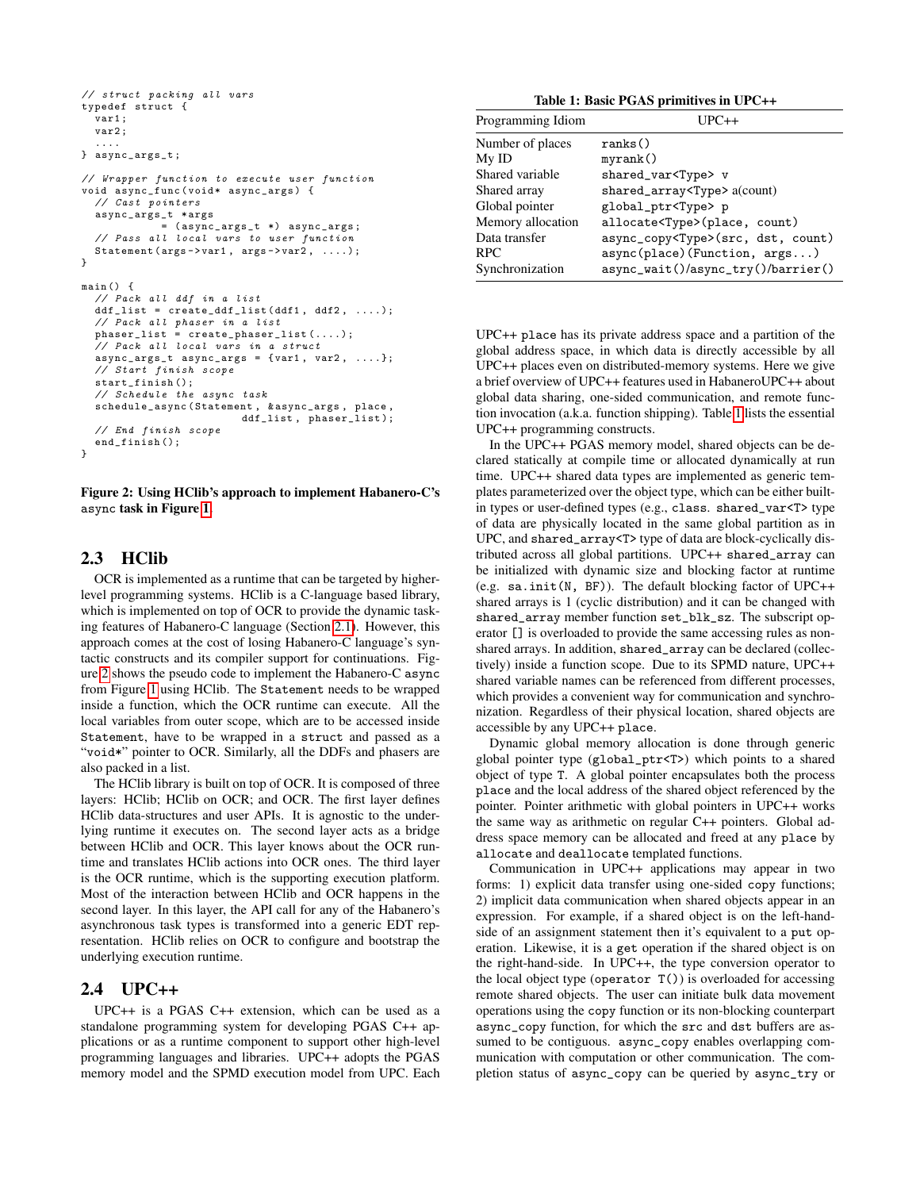```
// struct packing all vars
typedef struct {
  var1;
  var2;
  ....
} async_args_t;

// Wrapper function to execute user function
void async_func(void* async_args) {
  // Cast pointers
  async_args_t *args
          = (async_args_t *) async_args;
  // Pass all local vars to user function
  Statement(args->var1, args->var2, ....);
}

main() {
  // Pack all ddf in a list
  ddf_list = create_ddf_list(ddf1, ddf2, ....);
  // Pack all phaser in a list
  phaser_list = create_phaser_list(....);
  // Pack all local vars in a struct
  async_args_t async_args = {var1, var2, ....};
  // Start finish scope
  start_finish();
  // Schedule the async task
  schedule_async(Statement, &async_args, place,
                       ddf_list, phaser_list);
  // End finish scope
  end_finish();
}
```

**Figure 2: Using HClib's approach to implement Habanero-C's `async` task in Figure 1.**

## 2.3 HClib

OCR is implemented as a runtime that can be targeted by higher-level programming systems. HClib is a C-language based library, which is implemented on top of OCR to provide the dynamic tasking features of Habanero-C language (Section 2.1). However, this approach comes at the cost of losing Habanero-C language's syntactic constructs and its compiler support for continuations. Figure 2 shows the pseudo code to implement the Habanero-C `async` from Figure 1 using HClib. The `Statement` needs to be wrapped inside a function, which the OCR runtime can execute. All the local variables from outer scope, which are to be accessed inside `Statement`, have to be wrapped in a `struct` and passed as a "`void*`" pointer to OCR. Similarly, all the DDFs and phasers are also packed in a list.

The HClib library is built on top of OCR. It is composed of three layers: HClib; HClib on OCR; and OCR. The first layer defines HClib data-structures and user APIs. It is agnostic to the underlying runtime it executes on. The second layer acts as a bridge between HClib and OCR. This layer knows about the OCR runtime and translates HClib actions into OCR ones. The third layer is the OCR runtime, which is the supporting execution platform. Most of the interaction between HClib and OCR happens in the second layer. In this layer, the API call for any of the Habanero's asynchronous task types is transformed into a generic EDT representation. HClib relies on OCR to configure and bootstrap the underlying execution runtime.

## 2.4 UPC++

UPC++ is a PGAS C++ extension, which can be used as a standalone programming system for developing PGAS C++ applications or as a runtime component to support other high-level programming languages and libraries. UPC++ adopts the PGAS memory model and the SPMD execution model from UPC. Each

**Table 1: Basic PGAS primitives in UPC++**

| Programming Idiom | UPC++ |
|---|---|
| Number of places | `ranks()` |
| My ID | `myrank()` |
| Shared variable | `shared_var<Type> v` |
| Shared array | `shared_array<Type> a(count)` |
| Global pointer | `global_ptr<Type> p` |
| Memory allocation | `allocate<Type>(place, count)` |
| Data transfer | `async_copy<Type>(src, dst, count)` |
| RPC | `async(place)(Function, args...)` |
| Synchronization | `async_wait()/async_try()/barrier()` |

UPC++ `place` has its private address space and a partition of the global address space, in which data is directly accessible by all UPC++ places even on distributed-memory systems. Here we give a brief overview of UPC++ features used in HabaneroUPC++ about global data sharing, one-sided communication, and remote function invocation (a.k.a. function shipping). Table 1 lists the essential UPC++ programming constructs.

In the UPC++ PGAS memory model, shared objects can be declared statically at compile time or allocated dynamically at run time. UPC++ shared data types are implemented as generic templates parameterized over the object type, which can be either built-in types or user-defined types (e.g., `class`. `shared_var<T>` type of data are physically located in the same global partition as in UPC, and `shared_array<T>` type of data are block-cyclically distributed across all global partitions. UPC++ `shared_array` can be initialized with dynamic size and blocking factor at runtime (e.g. `sa.init(N, BF)`). The default blocking factor of UPC++ shared arrays is 1 (cyclic distribution) and it can be changed with `shared_array` member function `set_blk_sz`. The subscript operator `[]` is overloaded to provide the same accessing rules as non-shared arrays. In addition, `shared_array` can be declared (collectively) inside a function scope. Due to its SPMD nature, UPC++ shared variable names can be referenced from different processes, which provides a convenient way for communication and synchronization. Regardless of their physical location, shared objects are accessible by any UPC++ `place`.

Dynamic global memory allocation is done through generic global pointer type (`global_ptr<T>`) which points to a shared object of type `T`. A global pointer encapsulates both the process `place` and the local address of the shared object referenced by the pointer. Pointer arithmetic with global pointers in UPC++ works the same way as arithmetic on regular C++ pointers. Global address space memory can be allocated and freed at any `place` by `allocate` and `deallocate` templated functions.

Communication in UPC++ applications may appear in two forms: 1) explicit data transfer using one-sided `copy` functions; 2) implicit data communication when shared objects appear in an expression. For example, if a shared object is on the left-hand-side of an assignment statement then it's equivalent to a `put` operation. Likewise, it is a `get` operation if the shared object is on the right-hand-side. In UPC++, the type conversion operator to the local object type (`operator T()`) is overloaded for accessing remote shared objects. The user can initiate bulk data movement operations using the `copy` function or its non-blocking counterpart `async_copy` function, for which the `src` and `dst` buffers are assumed to be contiguous. `async_copy` enables overlapping communication with computation or other communication. The completion status of `async_copy` can be queried by `async_try` or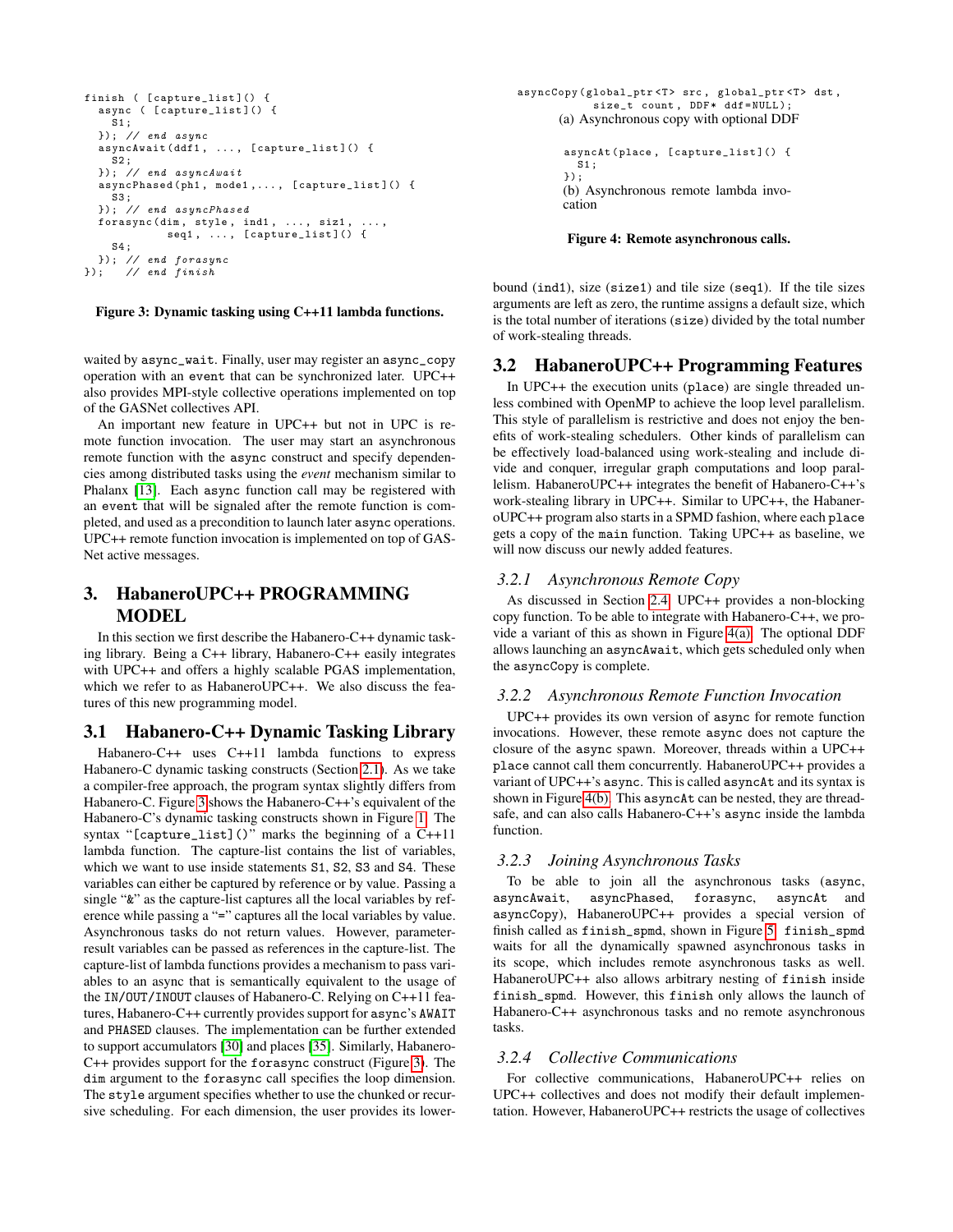```
finish ( [capture_list]() {
  async ( [capture_list]() {
    S1;
  }); // end async
  asyncAwait(ddf1, ..., [capture_list]() {
    S2;
  }); // end asyncAwait
  asyncPhased(ph1, mode1,..., [capture_list]() {
    S3;
  }); // end asyncPhased
  forasync(dim, style, ind1, ..., siz1, ...,
           seq1, ..., [capture_list]() {
    S4;
  }); // end forasync
});   // end finish
```

**Figure 3: Dynamic tasking using C++11 lambda functions.**

waited by `async_wait`. Finally, user may register an `async_copy` operation with an `event` that can be synchronized later. UPC++ also provides MPI-style collective operations implemented on top of the GASNet collectives API.

An important new feature in UPC++ but not in UPC is remote function invocation. The user may start an asynchronous remote function with the `async` construct and specify dependencies among distributed tasks using the *event* mechanism similar to Phalanx [13]. Each `async` function call may be registered with an `event` that will be signaled after the remote function is completed, and used as a precondition to launch later `async` operations. UPC++ remote function invocation is implemented on top of GASNet active messages.

# 3. HabaneroUPC++ PROGRAMMING MODEL

In this section we first describe the Habanero-C++ dynamic tasking library. Being a C++ library, Habanero-C++ easily integrates with UPC++ and offers a highly scalable PGAS implementation, which we refer to as HabaneroUPC++. We also discuss the features of this new programming model.

## 3.1 Habanero-C++ Dynamic Tasking Library

Habanero-C++ uses C++11 lambda functions to express Habanero-C dynamic tasking constructs (Section 2.1). As we take a compiler-free approach, the program syntax slightly differs from Habanero-C. Figure 3 shows the Habanero-C++'s equivalent of the Habanero-C's dynamic tasking constructs shown in Figure 1. The syntax "`[capture_list]()`" marks the beginning of a C++11 lambda function. The capture-list contains the list of variables, which we want to use inside statements `S1`, `S2`, `S3` and `S4`. These variables can either be captured by reference or by value. Passing a single "`&`" as the capture-list captures all the local variables by reference while passing a "`=`" captures all the local variables by value. Asynchronous tasks do not return values. However, parameter-result variables can be passed as references in the capture-list. The capture-list of lambda functions provides a mechanism to pass variables to an async that is semantically equivalent to the usage of the `IN/OUT/INOUT` clauses of Habanero-C. Relying on C++11 features, Habanero-C++ currently provides support for async's `AWAIT` and `PHASED` clauses. The implementation can be further extended to support accumulators [30] and places [35]. Similarly, Habanero-C++ provides support for the `forasync` construct (Figure 3). The `dim` argument to the `forasync` call specifies the loop dimension. The `style` argument specifies whether to use the chunked or recursive scheduling. For each dimension, the user provides its lower-bound (`ind1`), size (`size1`) and tile size (`seq1`). If the tile sizes arguments are left as zero, the runtime assigns a default size, which is the total number of iterations (`size`) divided by the total number of work-stealing threads.

```
asyncCopy(global_ptr<T> src, global_ptr<T> dst,
          size_t count, DDF* ddf=NULL);
```

(a) Asynchronous copy with optional DDF

```
asyncAt(place, [capture_list]() {
  S1;
});
```

(b) Asynchronous remote lambda invocation

**Figure 4: Remote asynchronous calls.**

## 3.2 HabaneroUPC++ Programming Features

In UPC++ the execution units (`place`) are single threaded unless combined with OpenMP to achieve the loop level parallelism. This style of parallelism is restrictive and does not enjoy the benefits of work-stealing schedulers. Other kinds of parallelism can be effectively load-balanced using work-stealing and include divide and conquer, irregular graph computations and loop parallelism. HabaneroUPC++ integrates the benefit of Habanero-C++'s work-stealing library in UPC++. Similar to UPC++, the HabaneroUPC++ program also starts in a SPMD fashion, where each `place` gets a copy of the `main` function. Taking UPC++ as baseline, we will now discuss our newly added features.

### *3.2.1 Asynchronous Remote Copy*

As discussed in Section 2.4, UPC++ provides a non-blocking copy function. To be able to integrate with Habanero-C++, we provide a variant of this as shown in Figure 4(a). The optional DDF allows launching an `asyncAwait`, which gets scheduled only when the `asyncCopy` is complete.

### *3.2.2 Asynchronous Remote Function Invocation*

UPC++ provides its own version of `async` for remote function invocations. However, these remote `async` does not capture the closure of the `async` spawn. Moreover, threads within a UPC++ `place` cannot call them concurrently. HabaneroUPC++ provides a variant of UPC++'s `async`. This is called `asyncAt` and its syntax is shown in Figure 4(b). This `asyncAt` can be nested, they are thread-safe, and can also calls Habanero-C++'s `async` inside the lambda function.

### *3.2.3 Joining Asynchronous Tasks*

To be able to join all the asynchronous tasks (`async`, `asyncAwait`, `asyncPhased`, `forasync`, `asyncAt` and `asyncCopy`), HabaneroUPC++ provides a special version of finish called as `finish_spmd`, shown in Figure 5. `finish_spmd` waits for all the dynamically spawned asynchronous tasks in its scope, which includes remote asynchronous tasks as well. HabaneroUPC++ also allows arbitrary nesting of `finish` inside `finish_spmd`. However, this `finish` only allows the launch of Habanero-C++ asynchronous tasks and no remote asynchronous tasks.

### *3.2.4 Collective Communications*

For collective communications, HabaneroUPC++ relies on UPC++ collectives and does not modify their default implementation. However, HabaneroUPC++ restricts the usage of collectives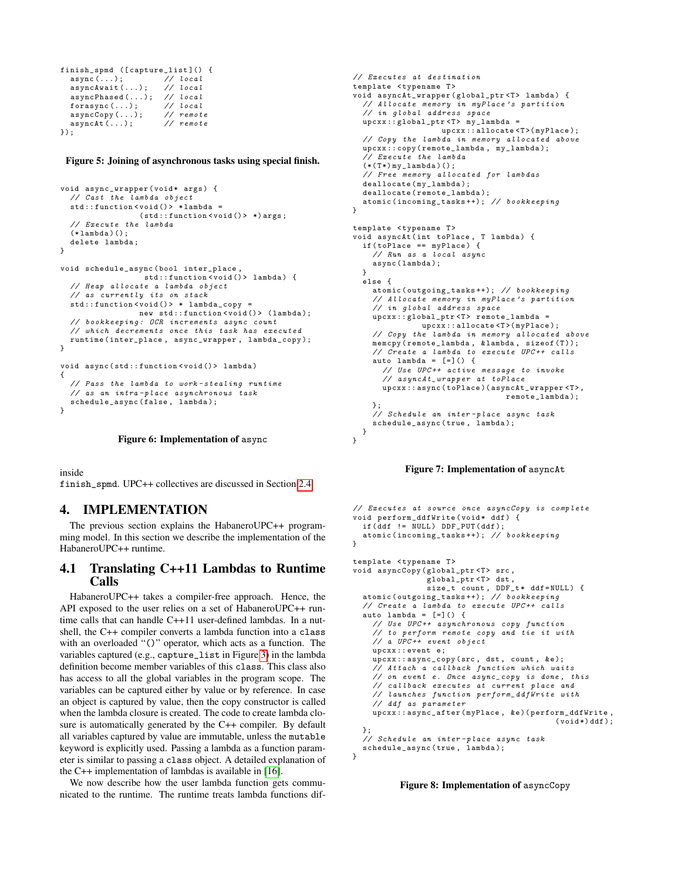```
finish_spmd ([capture_list]() {
  async(...);          // local
  asyncAwait(...);     // local
  asyncPhased(...);    // local
  forasync(...);       // local
  asyncCopy(...);      // remote
  asyncAt(...);        // remote
});
```

**Figure 5: Joining of asynchronous tasks using special finish.**

```
void async_wrapper(void* args) {
  // Cast the lambda object
  std::function<void()> *lambda =
                (std::function<void()> *)args;
  // Execute the lambda
  (*lambda)();
  delete lambda;
}

void schedule_async(bool inter_place,
                  std::function<void()> lambda) {
  // Heap allocate a lambda object
  // as currently its on stack
  std::function<void()> * lambda_copy =
                new std::function<void()> (lambda);
  // bookkeeping: OCR increments async count
  // which decrements once this task has executed
  runtime(inter_place, async_wrapper, lambda_copy);
}

void async(std::function<void()> lambda)
{
  // Pass the lambda to work-stealing runtime
  // as an intra-place asynchronous task
  schedule_async(false, lambda);
}
```

**Figure 6: Implementation of async**

inside finish_spmd. UPC++ collectives are discussed in Section 2.4.

## 4. IMPLEMENTATION

The previous section explains the HabaneroUPC++ programming model. In this section we describe the implementation of the HabaneroUPC++ runtime.

### 4.1 Translating C++11 Lambdas to Runtime Calls

HabaneroUPC++ takes a compiler-free approach. Hence, the API exposed to the user relies on a set of HabaneroUPC++ runtime calls that can handle C++11 user-defined lambdas. In a nutshell, the C++ compiler converts a lambda function into a class with an overloaded "()" operator, which acts as a function. The variables captured (e.g., capture_list in Figure 3) in the lambda definition become member variables of this class. This class also has access to all the global variables in the program scope. The variables can be captured either by value or by reference. In case an object is captured by value, then the copy constructor is called when the lambda closure is created. The code to create lambda closure is automatically generated by the C++ compiler. By default all variables captured by value are immutable, unless the mutable keyword is explicitly used. Passing a lambda as a function parameter is similar to passing a class object. A detailed explanation of the C++ implementation of lambdas is available in [16].

We now describe how the user lambda function gets communicated to the runtime. The runtime treats lambda functions dif-

```
// Executes at destination
template <typename T>
void asyncAt_wrapper(global_ptr<T> lambda) {
  // Allocate memory in myPlace's partition
  // in global address space
  upcxx::global_ptr<T> my_lambda =
                  upcxx::allocate<T>(myPlace);
  // Copy the lambda in memory allocated above
  upcxx::copy(remote_lambda, my_lambda);
  // Execute the lambda
  (*(T*)my_lambda)();
  // Free memory allocated for lambdas
  deallocate(my_lambda);
  deallocate(remote_lambda);
  atomic(incoming_tasks++); // bookkeeping
}

template <typename T>
void asyncAt(int toPlace, T lambda) {
  if(toPlace == myPlace) {
    // Run as a local async
    async(lambda);
  }
  else {
    atomic(outgoing_tasks++); // bookkeeping
    // Allocate memory in myPlace's partition
    // in global address space
    upcxx::global_ptr<T> remote_lambda =
              upcxx::allocate<T>(myPlace);
    // Copy the lambda in memory allocated above
    memcpy(remote_lambda, &lambda, sizeof(T));
    // Create a lambda to execute UPC++ calls
    auto lambda = [=]() {
      // Use UPC++ active message to invoke
      // asyncAt_wrapper at toPlace
      upcxx::async(toPlace)(asyncAt_wrapper<T>,
                              remote_lambda);
    };
    // Schedule an inter-place async task
    schedule_async(true, lambda);
  }
}
```

**Figure 7: Implementation of asyncAt**

```
// Executes at source once asyncCopy is complete
void perform_ddfWrite(void* ddf) {
  if(ddf != NULL) DDF_PUT(ddf);
  atomic(incoming_tasks++); // bookkeeping
}

template <typename T>
void asyncCopy(global_ptr<T> src,
               global_ptr<T> dst,
               size_t count, DDF_t* ddf=NULL) {
  atomic(outgoing_tasks++); // bookkeeping
  // Create a lambda to execute UPC++ calls
  auto lambda = [=]() {
    // Use UPC++ asynchronous copy function
    // to perform remote copy and tie it with
    // a UPC++ event object
    upcxx::event e;
    upcxx::async_copy(src, dst, count, &e);
    // Attach a callback function which waits
    // on event e. Once async_copy is done, this
    // callback executes at current place and
    // launches function perform_ddfWrite with
    // ddf as parameter
    upcxx::async_after(myPlace, &e)(perform_ddfWrite,
                                      (void*)ddf);
  };
  // Schedule an inter-place async task
  schedule_async(true, lambda);
}
```

**Figure 8: Implementation of asyncCopy**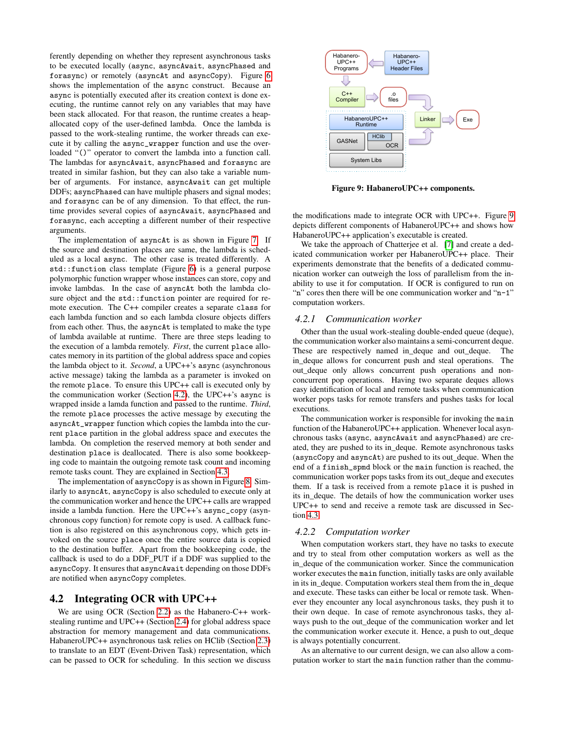ferently depending on whether they represent asynchronous tasks to be executed locally (`async`, `asyncAwait`, `asyncPhased` and `forasync`) or remotely (`asyncAt` and `asyncCopy`). Figure 6 shows the implementation of the `async` construct. Because an `async` is potentially executed after its creation context is done executing, the runtime cannot rely on any variables that may have been stack allocated. For that reason, the runtime creates a heap-allocated copy of the user-defined lambda. Once the lambda is passed to the work-stealing runtime, the worker threads can execute it by calling the `async_wrapper` function and use the overloaded "()" operator to convert the lambda into a function call. The lambdas for `asyncAwait`, `asyncPhased` and `forasync` are treated in similar fashion, but they can also take a variable number of arguments. For instance, `asyncAwait` can get multiple DDFs; `asyncPhased` can have multiple phasers and signal modes; and `forasync` can be of any dimension. To that effect, the runtime provides several copies of `asyncAwait`, `asyncPhased` and `forasync`, each accepting a different number of their respective arguments.

The implementation of `asyncAt` is as shown in Figure 7. If the source and destination places are same, the lambda is scheduled as a local `async`. The other case is treated differently. A `std::function` class template (Figure 6) is a general purpose polymorphic function wrapper whose instances can store, copy and invoke lambdas. In the case of `asyncAt` both the lambda closure object and the `std::function` pointer are required for remote execution. The C++ compiler creates a separate `class` for each lambda function and so each lambda closure objects differs from each other. Thus, the `asyncAt` is templated to make the type of lambda available at runtime. There are three steps leading to the execution of a lambda remotely. *First*, the current `place` allocates memory in its partition of the global address space and copies the lambda object to it. *Second*, a UPC++'s `async` (asynchronous active message) taking the lambda as a parameter is invoked on the remote `place`. To ensure this UPC++ call is executed only by the communication worker (Section 4.2), the UPC++'s `async` is wrapped inside a lamda function and passed to the runtime. *Third*, the remote `place` processes the active message by executing the `asyncAt_wrapper` function which copies the lambda into the current `place` partition in the global address space and executes the lambda. On completion the reserved memory at both sender and destination `place` is deallocated. There is also some bookkeeping code to maintain the outgoing remote task count and incoming remote tasks count. They are explained in Section 4.3.

The implementation of `asyncCopy` is as shown in Figure 8. Similarly to `asyncAt`, `asyncCopy` is also scheduled to execute only at the communication worker and hence the UPC++ calls are wrapped inside a lambda function. Here the UPC++'s `async_copy` (asynchronous copy function) for remote copy is used. A callback function is also registered on this asynchronous copy, which gets invoked on the source `place` once the entire source data is copied to the destination buffer. Apart from the bookkeeping code, the callback is used to do a DDF_PUT if a DDF was supplied to the `asyncCopy`. It ensures that `asyncAwait` depending on those DDFs are notified when `asyncCopy` completes.

## 4.2 Integrating OCR with UPC++

We are using OCR (Section 2.2) as the Habanero-C++ work-stealing runtime and UPC++ (Section 2.4) for global address space abstraction for memory management and data communications. HabaneroUPC++ asynchronous task relies on HClib (Section 2.3) to translate to an EDT (Event-Driven Task) representation, which can be passed to OCR for scheduling. In this section we discuss the modifications made to integrate OCR with UPC++. Figure 9 depicts different components of HabaneroUPC++ and shows how HabaneroUPC++ application's executable is created.

Habanero-UPC++ Programs | Habanero-UPC++ Header Files | C++ Compiler | .o files | Linker | Exe | HabaneroUPC++ Runtime | GASNet | HClib | OCR | System Libs

**Figure 9: HabaneroUPC++ components.**

We take the approach of Chatterjee et al. [7] and create a dedicated communication worker per HabaneroUPC++ place. Their experiments demonstrate that the benefits of a dedicated communication worker can outweigh the loss of parallelism from the inability to use it for computation. If OCR is configured to run on "`n`" cores then there will be one communication worker and "`n-1`" computation workers.

### 4.2.1 Communication worker

Other than the usual work-stealing double-ended queue (deque), the communication worker also maintains a semi-concurrent deque. These are respectively named in_deque and out_deque. The in_deque allows for concurrent push and steal operations. The out_deque only allows concurrent push and non-concurrent pop operations. Having two separate deques allows easy identification of local and remote tasks when communication worker pops tasks for remote transfers and pushes tasks for local executions.

The communication worker is responsible for invoking the `main` function of the HabaneroUPC++ application. Whenever local asynchronous tasks (`async`, `asyncAwait` and `asyncPhased`) are created, they are pushed to its in_deque. Remote asynchronous tasks (`asyncCopy` and `asyncAt`) are pushed to its out_deque. When the end of a `finish_spmd` block or the `main` function is reached, the communication worker pops tasks from its out_deque and executes them. If a task is received from a remote `place` it is pushed in its in_deque. The details of how the communication worker uses UPC++ to send and receive a remote task are discussed in Section 4.3.

### 4.2.2 Computation worker

When computation workers start, they have no tasks to execute and try to steal from other computation workers as well as the in_deque of the communication worker. Since the communication worker executes the `main` function, initially tasks are only available in its in_deque. Computation workers steal them from the in_deque and execute. These tasks can either be local or remote task. Whenever they encounter any local asynchronous tasks, they push it to their own deque. In case of remote asynchronous tasks, they always push to the out_deque of the communication worker and let the communication worker execute it. Hence, a push to out_deque is always potentially concurrent.

As an alternative to our current design, we can also allow a computation worker to start the `main` function rather than the commu-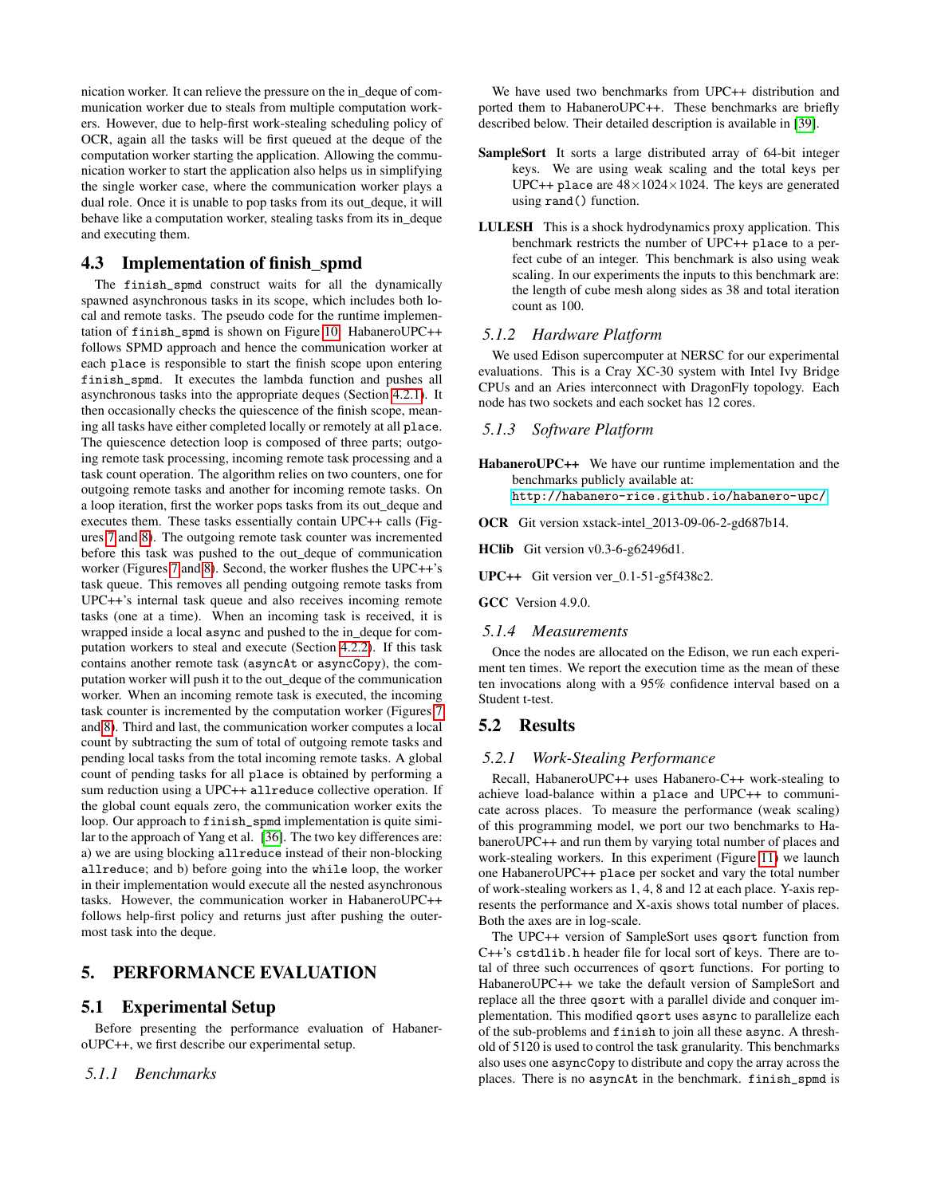nication worker. It can relieve the pressure on the in_deque of communication worker due to steals from multiple computation workers. However, due to help-first work-stealing scheduling policy of OCR, again all the tasks will be first queued at the deque of the computation worker starting the application. Allowing the communication worker to start the application also helps us in simplifying the single worker case, where the communication worker plays a dual role. Once it is unable to pop tasks from its out_deque, it will behave like a computation worker, stealing tasks from its in_deque and executing them.

## 4.3 Implementation of finish_spmd

The `finish_spmd` construct waits for all the dynamically spawned asynchronous tasks in its scope, which includes both local and remote tasks. The pseudo code for the runtime implementation of `finish_spmd` is shown on Figure 10. HabaneroUPC++ follows SPMD approach and hence the communication worker at each `place` is responsible to start the finish scope upon entering `finish_spmd`. It executes the lambda function and pushes all asynchronous tasks into the appropriate deques (Section 4.2.1). It then occasionally checks the quiescence of the finish scope, meaning all tasks have either completed locally or remotely at all `place`. The quiescence detection loop is composed of three parts; outgoing remote task processing, incoming remote task processing and a task count operation. The algorithm relies on two counters, one for outgoing remote tasks and another for incoming remote tasks. On a loop iteration, first the worker pops tasks from its out_deque and executes them. These tasks essentially contain UPC++ calls (Figures 7 and 8). The outgoing remote task counter was incremented before this task was pushed to the out_deque of communication worker (Figures 7 and 8). Second, the worker flushes the UPC++'s task queue. This removes all pending outgoing remote tasks from UPC++'s internal task queue and also receives incoming remote tasks (one at a time). When an incoming task is received, it is wrapped inside a local `async` and pushed to the in_deque for computation workers to steal and execute (Section 4.2.2). If this task contains another remote task (`asyncAt` or `asyncCopy`), the computation worker will push it to the out_deque of the communication worker. When an incoming remote task is executed, the incoming task counter is incremented by the computation worker (Figures 7 and 8). Third and last, the communication worker computes a local count by subtracting the sum of total of outgoing remote tasks and pending local tasks from the total incoming remote tasks. A global count of pending tasks for all `place` is obtained by performing a sum reduction using a UPC++ `allreduce` collective operation. If the global count equals zero, the communication worker exits the loop. Our approach to `finish_spmd` implementation is quite similar to the approach of Yang et al. [36]. The two key differences are: a) we are using blocking `allreduce` instead of their non-blocking `allreduce`; and b) before going into the `while` loop, the worker in their implementation would execute all the nested asynchronous tasks. However, the communication worker in HabaneroUPC++ follows help-first policy and returns just after pushing the outermost task into the deque.

# 5. PERFORMANCE EVALUATION

## 5.1 Experimental Setup

Before presenting the performance evaluation of HabaneroUPC++, we first describe our experimental setup.

### *5.1.1 Benchmarks*

We have used two benchmarks from UPC++ distribution and ported them to HabaneroUPC++. These benchmarks are briefly described below. Their detailed description is available in [39].

**SampleSort** It sorts a large distributed array of 64-bit integer keys. We are using weak scaling and the total keys per UPC++ `place` are $48\times1024\times1024$. The keys are generated using `rand()` function.

**LULESH** This is a shock hydrodynamics proxy application. This benchmark restricts the number of UPC++ `place` to a perfect cube of an integer. This benchmark is also using weak scaling. In our experiments the inputs to this benchmark are: the length of cube mesh along sides as 38 and total iteration count as 100.

### *5.1.2 Hardware Platform*

We used Edison supercomputer at NERSC for our experimental evaluations. This is a Cray XC-30 system with Intel Ivy Bridge CPUs and an Aries interconnect with DragonFly topology. Each node has two sockets and each socket has 12 cores.

### *5.1.3 Software Platform*

**HabaneroUPC++** We have our runtime implementation and the benchmarks publicly available at: http://habanero-rice.github.io/habanero-upc/

**OCR** Git version xstack-intel_2013-09-06-2-gd687b14.

**HClib** Git version v0.3-6-g62496d1.

**UPC++** Git version ver_0.1-51-g5f438c2.

**GCC** Version 4.9.0.

### *5.1.4 Measurements*

Once the nodes are allocated on the Edison, we run each experiment ten times. We report the execution time as the mean of these ten invocations along with a 95% confidence interval based on a Student t-test.

## 5.2 Results

### *5.2.1 Work-Stealing Performance*

Recall, HabaneroUPC++ uses Habanero-C++ work-stealing to achieve load-balance within a `place` and UPC++ to communicate across places. To measure the performance (weak scaling) of this programming model, we port our two benchmarks to HabaneroUPC++ and run them by varying total number of places and work-stealing workers. In this experiment (Figure 11) we launch one HabaneroUPC++ `place` per socket and vary the total number of work-stealing workers as 1, 4, 8 and 12 at each place. Y-axis represents the performance and X-axis shows total number of places. Both the axes are in log-scale.

The UPC++ version of SampleSort uses `qsort` function from C++'s `cstdlib.h` header file for local sort of keys. There are total of three such occurrences of `qsort` functions. For porting to HabaneroUPC++ we take the default version of SampleSort and replace all the three `qsort` with a parallel divide and conquer implementation. This modified `qsort` uses `async` to parallelize each of the sub-problems and `finish` to join all these `async`. A threshold of 5120 is used to control the task granularity. This benchmarks also uses one `asyncCopy` to distribute and copy the array across the places. There is no `asyncAt` in the benchmark. `finish_spmd` is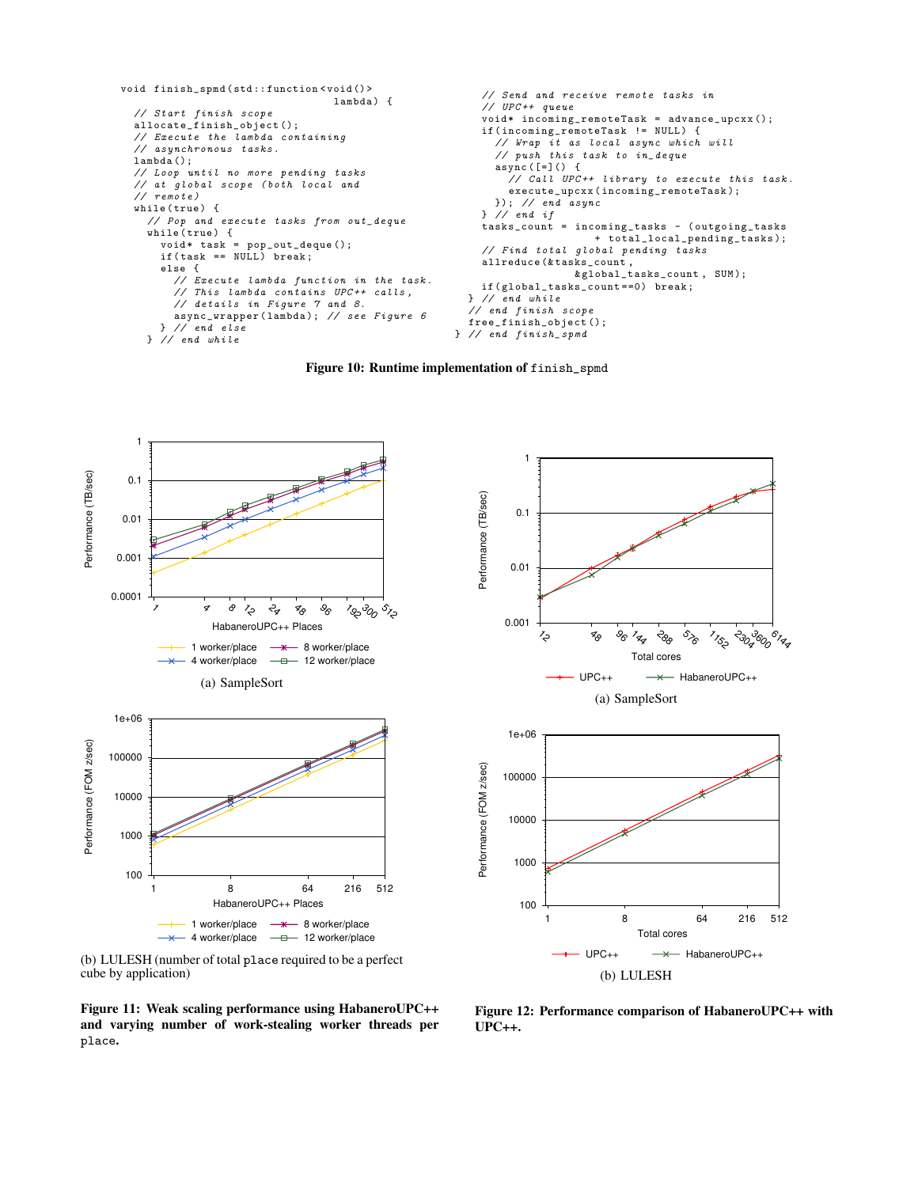```
void finish_spmd(std::function<void()>
                              lambda) {
  // Start finish scope
  allocate_finish_object();
  // Execute the lambda containing
  // asynchronous tasks.
  lambda();
  // Loop until no more pending tasks
  // at global scope (both local and
  // remote)
  while(true) {
    // Pop and execute tasks from out_deque
    while(true) {
      void* task = pop_out_deque();
      if(task == NULL) break;
      else {
        // Execute lambda function in the task.
        // This lambda contains UPC++ calls,
        // details in Figure 7 and 8.
        async_wrapper(lambda); // see Figure 6
      } // end else
    } // end while
    // Send and receive remote tasks in
    // UPC++ queue
    void* incoming_remoteTask = advance_upcxx();
    if(incoming_remoteTask != NULL) {
      // Wrap it as local async which will
      // push this task to in_deque
      async([=]() {
        // Call UPC++ library to execute this task.
        execute_upcxx(incoming_remoteTask);
      }); // end async
    } // end if
    tasks_count = incoming_tasks - (outgoing_tasks
                  + total_local_pending_tasks);
    // Find total global pending tasks
    allreduce(&tasks_count,
              &global_tasks_count, SUM);
    if(global_tasks_count==0) break;
  } // end while
  // end finish scope
  free_finish_object();
} // end finish_spmd
```

**Figure 10: Runtime implementation of `finish_spmd`**

(a) SampleSort

(b) LULESH (number of total `place` required to be a perfect cube by application)

**Figure 11: Weak scaling performance using HabaneroUPC++ and varying number of work-stealing worker threads per `place`.**

(a) SampleSort

(b) LULESH

**Figure 12: Performance comparison of HabaneroUPC++ with UPC++.**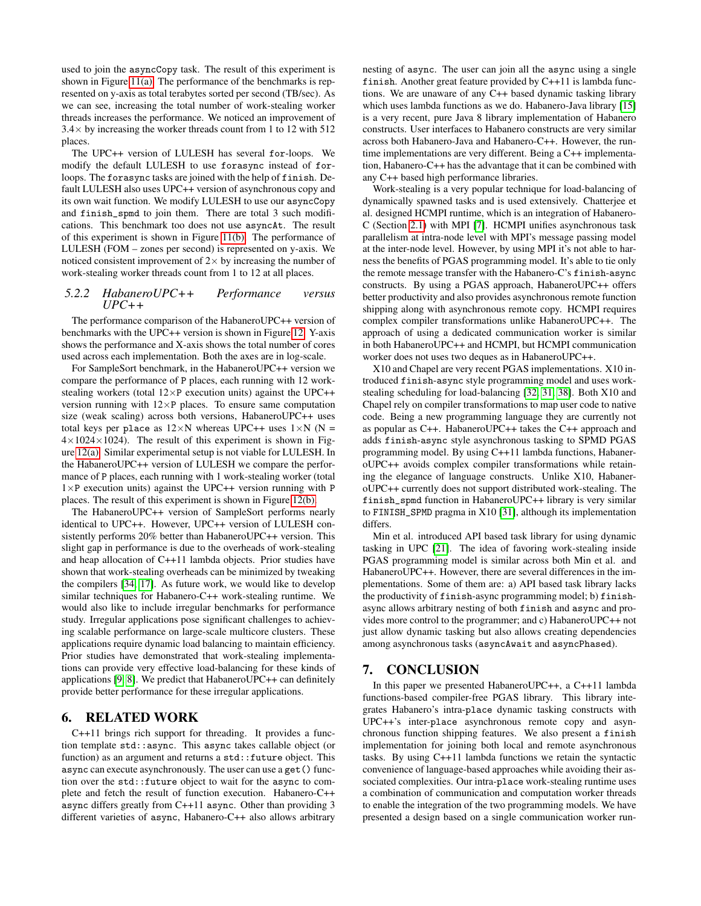used to join the asyncCopy task. The result of this experiment is shown in Figure 11(a). The performance of the benchmarks is represented on y-axis as total terabytes sorted per second (TB/sec). As we can see, increasing the total number of work-stealing worker threads increases the performance. We noticed an improvement of 3.4× by increasing the worker threads count from 1 to 12 with 512 places.

The UPC++ version of LULESH has several for-loops. We modify the default LULESH to use forasync instead of for-loops. The forasync tasks are joined with the help of finish. Default LULESH also uses UPC++ version of asynchronous copy and its own wait function. We modify LULESH to use our asyncCopy and finish_spmd to join them. There are total 3 such modifications. This benchmark too does not use asyncAt. The result of this experiment is shown in Figure 11(b). The performance of LULESH (FOM – zones per second) is represented on y-axis. We noticed consistent improvement of 2× by increasing the number of work-stealing worker threads count from 1 to 12 at all places.

### 5.2.2 HabaneroUPC++ Performance versus UPC++

The performance comparison of the HabaneroUPC++ version of benchmarks with the UPC++ version is shown in Figure 12. Y-axis shows the performance and X-axis shows the total number of cores used across each implementation. Both the axes are in log-scale.

For SampleSort benchmark, in the HabaneroUPC++ version we compare the performance of P places, each running with 12 work-stealing workers (total 12×P execution units) against the UPC++ version running with 12×P places. To ensure same computation size (weak scaling) across both versions, HabaneroUPC++ uses total keys per place as 12×N whereas UPC++ uses 1×N (N = 4×1024×1024). The result of this experiment is shown in Figure 12(a). Similar experimental setup is not viable for LULESH. In the HabaneroUPC++ version of LULESH we compare the performance of P places, each running with 1 work-stealing worker (total 1×P execution units) against the UPC++ version running with P places. The result of this experiment is shown in Figure 12(b).

The HabaneroUPC++ version of SampleSort performs nearly identical to UPC++. However, UPC++ version of LULESH consistently performs 20% better than HabaneroUPC++ version. This slight gap in performance is due to the overheads of work-stealing and heap allocation of C++11 lambda objects. Prior studies have shown that work-stealing overheads can be minimized by tweaking the compilers [34, 17]. As future work, we would like to develop similar techniques for Habanero-C++ work-stealing runtime. We would also like to include irregular benchmarks for performance study. Irregular applications pose significant challenges to achieving scalable performance on large-scale multicore clusters. These applications require dynamic load balancing to maintain efficiency. Prior studies have demonstrated that work-stealing implementations can provide very effective load-balancing for these kinds of applications [9, 8]. We predict that HabaneroUPC++ can definitely provide better performance for these irregular applications.

## 6. RELATED WORK

C++11 brings rich support for threading. It provides a function template std::async. This async takes callable object (or function) as an argument and returns a std::future object. This async can execute asynchronously. The user can use a get() function on the std::future object to wait for the async to complete and fetch the result of function execution. Habanero-C++ async differs greatly from C++11 async. Other than providing 3 different varieties of async, Habanero-C++ also allows arbitrary nesting of async. The user can join all the async using a single finish. Another great feature provided by C++11 is lambda functions. We are unaware of any C++ based dynamic tasking library which uses lambda functions as we do. Habanero-Java library [15] is a very recent, pure Java 8 library implementation of Habanero constructs. User interfaces to Habanero constructs are very similar across both Habanero-Java and Habanero-C++. However, the runtime implementations are very different. Being a C++ implementation, Habanero-C++ has the advantage that it can be combined with any C++ based high performance libraries.

Work-stealing is a very popular technique for load-balancing of dynamically spawned tasks and is used extensively. Chatterjee et al. designed HCMPI runtime, which is an integration of Habanero-C (Section 2.1) with MPI [7]. HCMPI unifies asynchronous task parallelism at intra-node level with MPI's message passing model at the inter-node level. However, by using MPI it's not able to harness the benefits of PGAS programming model. It's able to tie only the remote message transfer with the Habanero-C's finish-async constructs. By using a PGAS approach, HabaneroUPC++ offers better productivity and also provides asynchronous remote function shipping along with asynchronous remote copy. HCMPI requires complex compiler transformations unlike HabaneroUPC++. The approach of using a dedicated communication worker is similar in both HabaneroUPC++ and HCMPI, but HCMPI communication worker does not uses two deques as in HabaneroUPC++.

X10 and Chapel are very recent PGAS implementations. X10 introduced finish-async style programming model and uses work-stealing scheduling for load-balancing [32, 31, 38]. Both X10 and Chapel rely on compiler transformations to map user code to native code. Being a new programming language they are currently not as popular as C++. HabaneroUPC++ takes the C++ approach and adds finish-async style asynchronous tasking to SPMD PGAS programming model. By using C++11 lambda functions, HabaneroUPC++ avoids complex compiler transformations while retaining the elegance of language constructs. Unlike X10, HabaneroUPC++ currently does not support distributed work-stealing. The finish_spmd function in HabaneroUPC++ library is very similar to FINISH_SPMD pragma in X10 [31], although its implementation differs.

Min et al. introduced API based task library for using dynamic tasking in UPC [21]. The idea of favoring work-stealing inside PGAS programming model is similar across both Min et al. and HabaneroUPC++. However, there are several differences in the implementations. Some of them are: a) API based task library lacks the productivity of finish-async programming model; b) finish-async allows arbitrary nesting of both finish and async and provides more control to the programmer; and c) HabaneroUPC++ not just allow dynamic tasking but also allows creating dependencies among asynchronous tasks (asyncAwait and asyncPhased).

## 7. CONCLUSION

In this paper we presented HabaneroUPC++, a C++11 lambda functions-based compiler-free PGAS library. This library integrates Habanero's intra-place dynamic tasking constructs with UPC++'s inter-place asynchronous remote copy and asynchronous function shipping features. We also present a finish implementation for joining both local and remote asynchronous tasks. By using C++11 lambda functions we retain the syntactic convenience of language-based approaches while avoiding their associated complexities. Our intra-place work-stealing runtime uses a combination of communication and computation worker threads to enable the integration of the two programming models. We have presented a design based on a single communication worker run-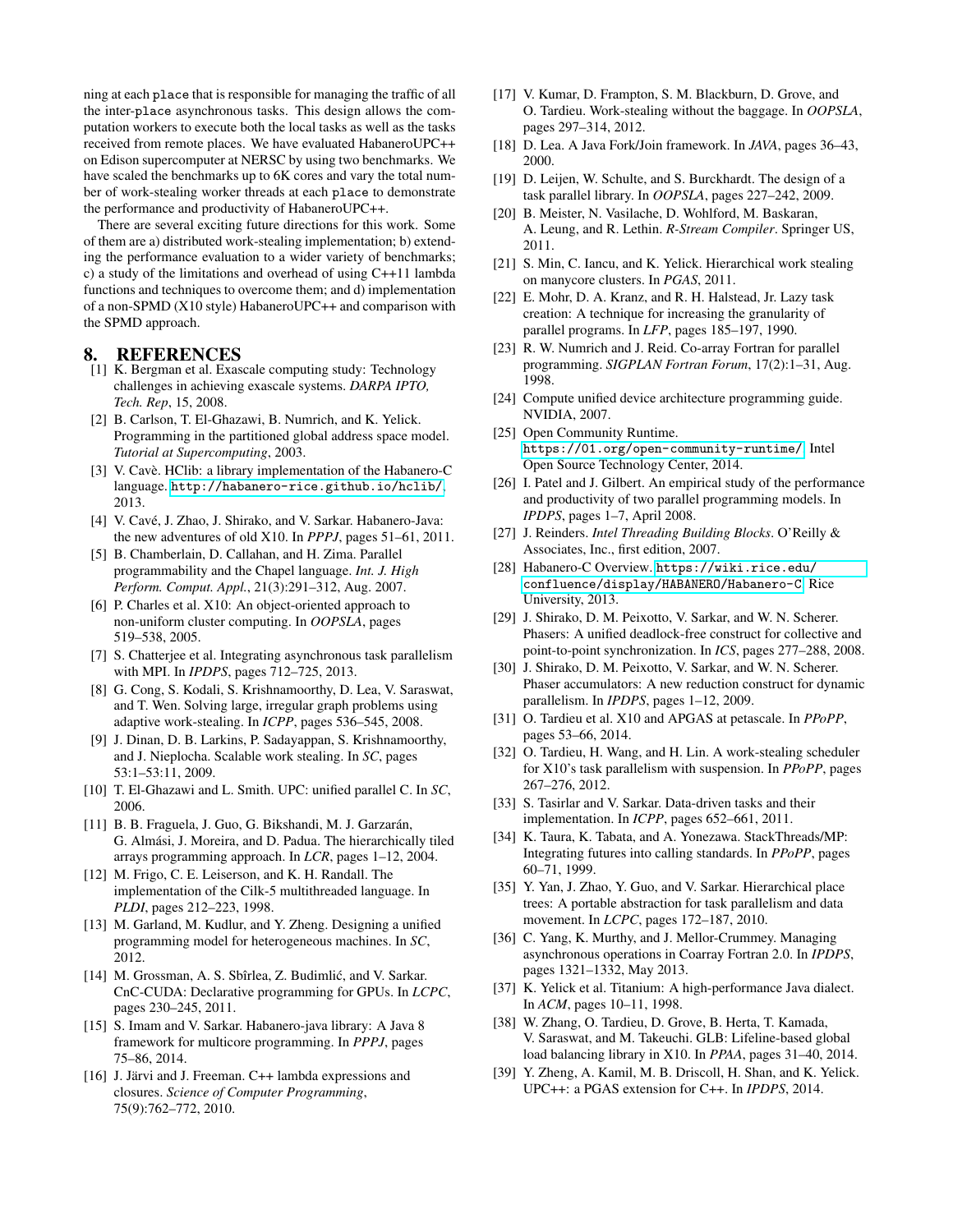ning at each place that is responsible for managing the traffic of all the inter-place asynchronous tasks. This design allows the computation workers to execute both the local tasks as well as the tasks received from remote places. We have evaluated HabaneroUPC++ on Edison supercomputer at NERSC by using two benchmarks. We have scaled the benchmarks up to 6K cores and vary the total number of work-stealing worker threads at each place to demonstrate the performance and productivity of HabaneroUPC++.

There are several exciting future directions for this work. Some of them are a) distributed work-stealing implementation; b) extending the performance evaluation to a wider variety of benchmarks; c) a study of the limitations and overhead of using C++11 lambda functions and techniques to overcome them; and d) implementation of a non-SPMD (X10 style) HabaneroUPC++ and comparison with the SPMD approach.

# 8. REFERENCES

[1] K. Bergman et al. Exascale computing study: Technology challenges in achieving exascale systems. *DARPA IPTO, Tech. Rep*, 15, 2008.

[2] B. Carlson, T. El-Ghazawi, B. Numrich, and K. Yelick. Programming in the partitioned global address space model. *Tutorial at Supercomputing*, 2003.

[3] V. Cavè. HClib: a library implementation of the Habanero-C language. http://habanero-rice.github.io/hclib/, 2013.

[4] V. Cavé, J. Zhao, J. Shirako, and V. Sarkar. Habanero-Java: the new adventures of old X10. In *PPPJ*, pages 51–61, 2011.

[5] B. Chamberlain, D. Callahan, and H. Zima. Parallel programmability and the Chapel language. *Int. J. High Perform. Comput. Appl.*, 21(3):291–312, Aug. 2007.

[6] P. Charles et al. X10: An object-oriented approach to non-uniform cluster computing. In *OOPSLA*, pages 519–538, 2005.

[7] S. Chatterjee et al. Integrating asynchronous task parallelism with MPI. In *IPDPS*, pages 712–725, 2013.

[8] G. Cong, S. Kodali, S. Krishnamoorthy, D. Lea, V. Saraswat, and T. Wen. Solving large, irregular graph problems using adaptive work-stealing. In *ICPP*, pages 536–545, 2008.

[9] J. Dinan, D. B. Larkins, P. Sadayappan, S. Krishnamoorthy, and J. Nieplocha. Scalable work stealing. In *SC*, pages 53:1–53:11, 2009.

[10] T. El-Ghazawi and L. Smith. UPC: unified parallel C. In *SC*, 2006.

[11] B. B. Fraguela, J. Guo, G. Bikshandi, M. J. Garzarán, G. Almási, J. Moreira, and D. Padua. The hierarchically tiled arrays programming approach. In *LCR*, pages 1–12, 2004.

[12] M. Frigo, C. E. Leiserson, and K. H. Randall. The implementation of the Cilk-5 multithreaded language. In *PLDI*, pages 212–223, 1998.

[13] M. Garland, M. Kudlur, and Y. Zheng. Designing a unified programming model for heterogeneous machines. In *SC*, 2012.

[14] M. Grossman, A. S. Sbîrlea, Z. Budimlić, and V. Sarkar. CnC-CUDA: Declarative programming for GPUs. In *LCPC*, pages 230–245, 2011.

[15] S. Imam and V. Sarkar. Habanero-java library: A Java 8 framework for multicore programming. In *PPPJ*, pages 75–86, 2014.

[16] J. Järvi and J. Freeman. C++ lambda expressions and closures. *Science of Computer Programming*, 75(9):762–772, 2010.

[17] V. Kumar, D. Frampton, S. M. Blackburn, D. Grove, and O. Tardieu. Work-stealing without the baggage. In *OOPSLA*, pages 297–314, 2012.

[18] D. Lea. A Java Fork/Join framework. In *JAVA*, pages 36–43, 2000.

[19] D. Leijen, W. Schulte, and S. Burckhardt. The design of a task parallel library. In *OOPSLA*, pages 227–242, 2009.

[20] B. Meister, N. Vasilache, D. Wohlford, M. Baskaran, A. Leung, and R. Lethin. *R-Stream Compiler*. Springer US, 2011.

[21] S. Min, C. Iancu, and K. Yelick. Hierarchical work stealing on manycore clusters. In *PGAS*, 2011.

[22] E. Mohr, D. A. Kranz, and R. H. Halstead, Jr. Lazy task creation: A technique for increasing the granularity of parallel programs. In *LFP*, pages 185–197, 1990.

[23] R. W. Numrich and J. Reid. Co-array Fortran for parallel programming. *SIGPLAN Fortran Forum*, 17(2):1–31, Aug. 1998.

[24] Compute unified device architecture programming guide. NVIDIA, 2007.

[25] Open Community Runtime. https://01.org/open-community-runtime/. Intel Open Source Technology Center, 2014.

[26] I. Patel and J. Gilbert. An empirical study of the performance and productivity of two parallel programming models. In *IPDPS*, pages 1–7, April 2008.

[27] J. Reinders. *Intel Threading Building Blocks*. O'Reilly & Associates, Inc., first edition, 2007.

[28] Habanero-C Overview. https://wiki.rice.edu/confluence/display/HABANERO/Habanero-C. Rice University, 2013.

[29] J. Shirako, D. M. Peixotto, V. Sarkar, and W. N. Scherer. Phasers: A unified deadlock-free construct for collective and point-to-point synchronization. In *ICS*, pages 277–288, 2008.

[30] J. Shirako, D. M. Peixotto, V. Sarkar, and W. N. Scherer. Phaser accumulators: A new reduction construct for dynamic parallelism. In *IPDPS*, pages 1–12, 2009.

[31] O. Tardieu et al. X10 and APGAS at petascale. In *PPoPP*, pages 53–66, 2014.

[32] O. Tardieu, H. Wang, and H. Lin. A work-stealing scheduler for X10's task parallelism with suspension. In *PPoPP*, pages 267–276, 2012.

[33] S. Tasirlar and V. Sarkar. Data-driven tasks and their implementation. In *ICPP*, pages 652–661, 2011.

[34] K. Taura, K. Tabata, and A. Yonezawa. StackThreads/MP: Integrating futures into calling standards. In *PPoPP*, pages 60–71, 1999.

[35] Y. Yan, J. Zhao, Y. Guo, and V. Sarkar. Hierarchical place trees: A portable abstraction for task parallelism and data movement. In *LCPC*, pages 172–187, 2010.

[36] C. Yang, K. Murthy, and J. Mellor-Crummey. Managing asynchronous operations in Coarray Fortran 2.0. In *IPDPS*, pages 1321–1332, May 2013.

[37] K. Yelick et al. Titanium: A high-performance Java dialect. In *ACM*, pages 10–11, 1998.

[38] W. Zhang, O. Tardieu, D. Grove, B. Herta, T. Kamada, V. Saraswat, and M. Takeuchi. GLB: Lifeline-based global load balancing library in X10. In *PPAA*, pages 31–40, 2014.

[39] Y. Zheng, A. Kamil, M. B. Driscoll, H. Shan, and K. Yelick. UPC++: a PGAS extension for C++. In *IPDPS*, 2014.